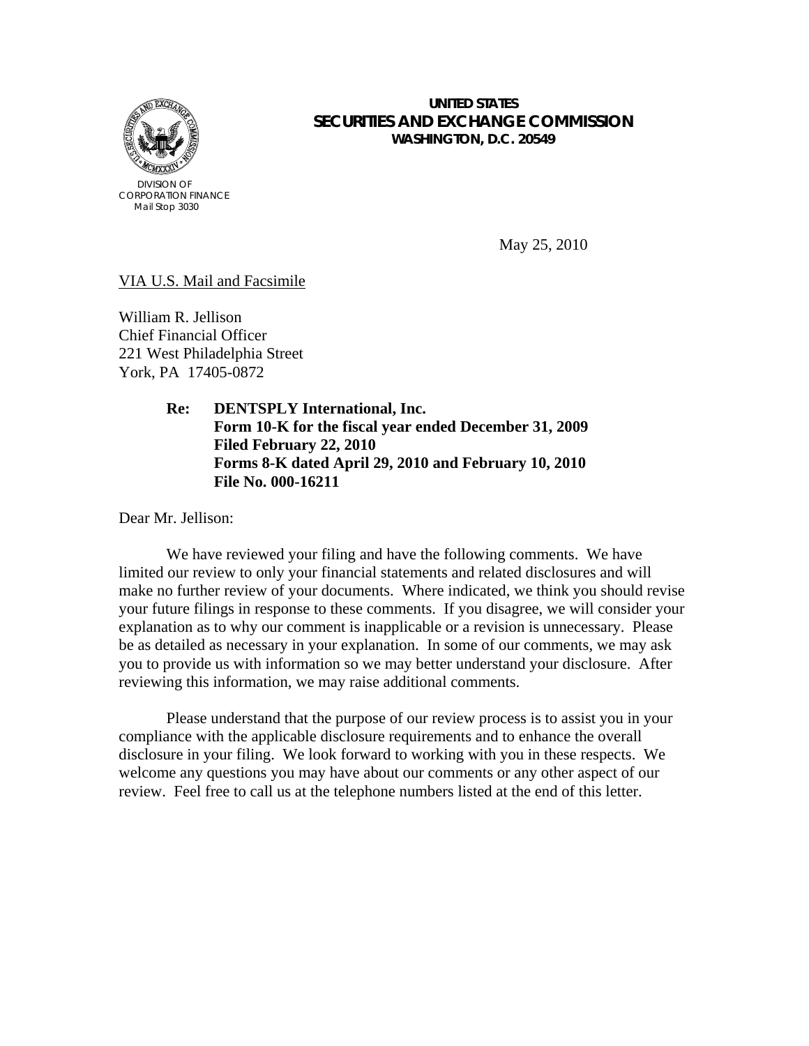**UNITED STATES**
**SECURITIES AND EXCHANGE COMMISSION**
**WASHINGTON, D.C. 20549**

DIVISION OF
CORPORATION FINANCE
Mail Stop 3030

May 25, 2010

VIA U.S. Mail and Facsimile

William R. Jellison
Chief Financial Officer
221 West Philadelphia Street
York, PA 17405-0872

> **Re: DENTSPLY International, Inc.**
> **Form 10-K for the fiscal year ended December 31, 2009**
> **Filed February 22, 2010**
> **Forms 8-K dated April 29, 2010 and February 10, 2010**
> **File No. 000-16211**

Dear Mr. Jellison:

We have reviewed your filing and have the following comments. We have limited our review to only your financial statements and related disclosures and will make no further review of your documents. Where indicated, we think you should revise your future filings in response to these comments. If you disagree, we will consider your explanation as to why our comment is inapplicable or a revision is unnecessary. Please be as detailed as necessary in your explanation. In some of our comments, we may ask you to provide us with information so we may better understand your disclosure. After reviewing this information, we may raise additional comments.

Please understand that the purpose of our review process is to assist you in your compliance with the applicable disclosure requirements and to enhance the overall disclosure in your filing. We look forward to working with you in these respects. We welcome any questions you may have about our comments or any other aspect of our review. Feel free to call us at the telephone numbers listed at the end of this letter.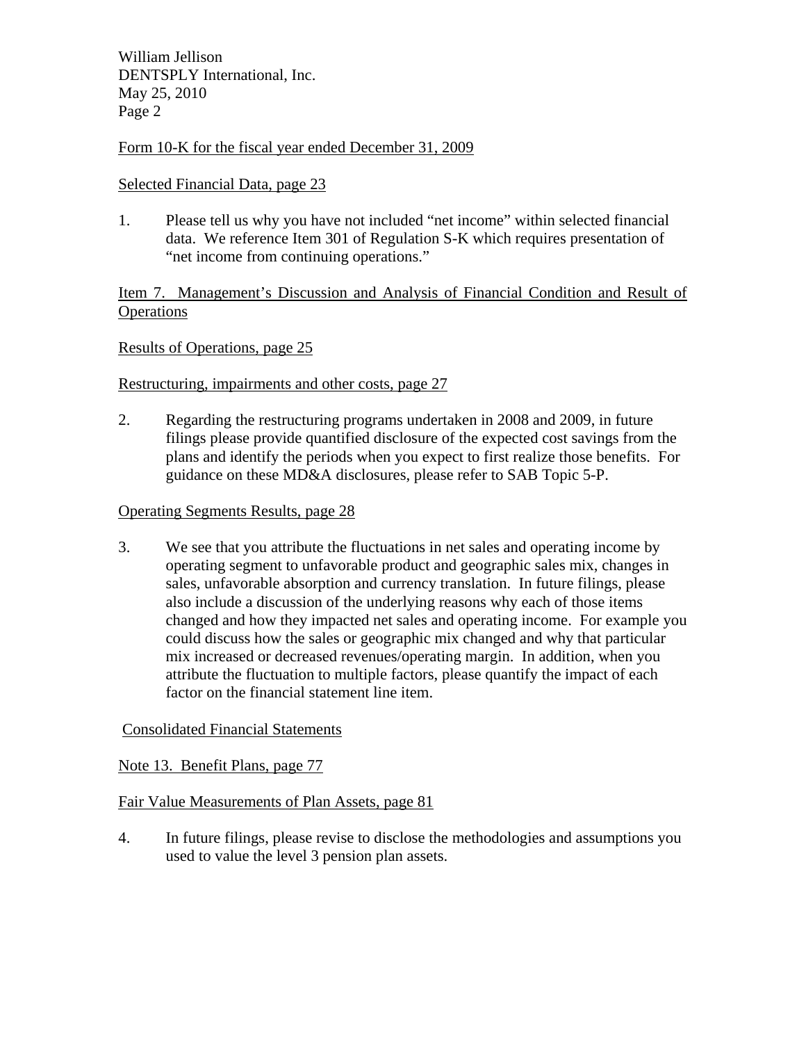Form 10-K for the fiscal year ended December 31, 2009

Selected Financial Data, page 23

1. Please tell us why you have not included "net income" within selected financial data. We reference Item 301 of Regulation S-K which requires presentation of "net income from continuing operations."

Item 7. Management's Discussion and Analysis of Financial Condition and Result of Operations

Results of Operations, page 25

Restructuring, impairments and other costs, page 27

2. Regarding the restructuring programs undertaken in 2008 and 2009, in future filings please provide quantified disclosure of the expected cost savings from the plans and identify the periods when you expect to first realize those benefits. For guidance on these MD&A disclosures, please refer to SAB Topic 5-P.

Operating Segments Results, page 28

3. We see that you attribute the fluctuations in net sales and operating income by operating segment to unfavorable product and geographic sales mix, changes in sales, unfavorable absorption and currency translation. In future filings, please also include a discussion of the underlying reasons why each of those items changed and how they impacted net sales and operating income. For example you could discuss how the sales or geographic mix changed and why that particular mix increased or decreased revenues/operating margin. In addition, when you attribute the fluctuation to multiple factors, please quantify the impact of each factor on the financial statement line item.

Consolidated Financial Statements

Note 13. Benefit Plans, page 77

Fair Value Measurements of Plan Assets, page 81

4. In future filings, please revise to disclose the methodologies and assumptions you used to value the level 3 pension plan assets.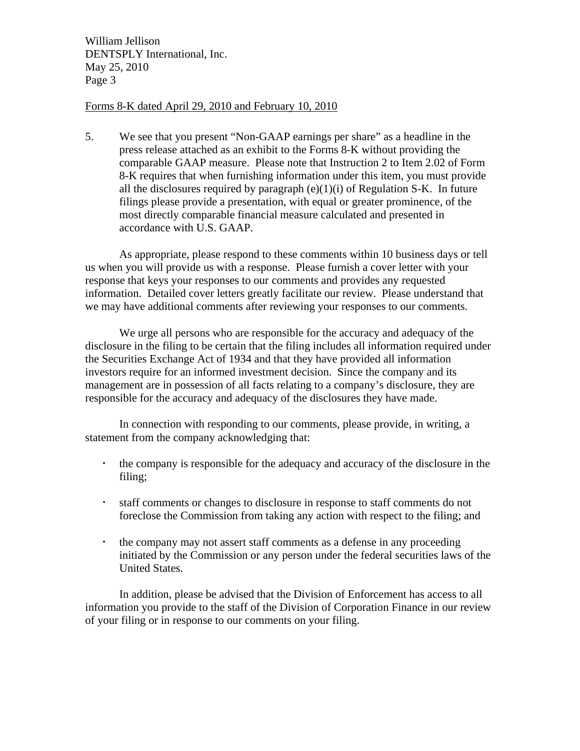Forms 8-K dated April 29, 2010 and February 10, 2010

5. We see that you present "Non-GAAP earnings per share" as a headline in the press release attached as an exhibit to the Forms 8-K without providing the comparable GAAP measure. Please note that Instruction 2 to Item 2.02 of Form 8-K requires that when furnishing information under this item, you must provide all the disclosures required by paragraph (e)(1)(i) of Regulation S-K. In future filings please provide a presentation, with equal or greater prominence, of the most directly comparable financial measure calculated and presented in accordance with U.S. GAAP.

As appropriate, please respond to these comments within 10 business days or tell us when you will provide us with a response. Please furnish a cover letter with your response that keys your responses to our comments and provides any requested information. Detailed cover letters greatly facilitate our review. Please understand that we may have additional comments after reviewing your responses to our comments.

We urge all persons who are responsible for the accuracy and adequacy of the disclosure in the filing to be certain that the filing includes all information required under the Securities Exchange Act of 1934 and that they have provided all information investors require for an informed investment decision. Since the company and its management are in possession of all facts relating to a company's disclosure, they are responsible for the accuracy and adequacy of the disclosures they have made.

In connection with responding to our comments, please provide, in writing, a statement from the company acknowledging that:

- the company is responsible for the adequacy and accuracy of the disclosure in the filing;
- staff comments or changes to disclosure in response to staff comments do not foreclose the Commission from taking any action with respect to the filing; and
- the company may not assert staff comments as a defense in any proceeding initiated by the Commission or any person under the federal securities laws of the United States.

In addition, please be advised that the Division of Enforcement has access to all information you provide to the staff of the Division of Corporation Finance in our review of your filing or in response to our comments on your filing.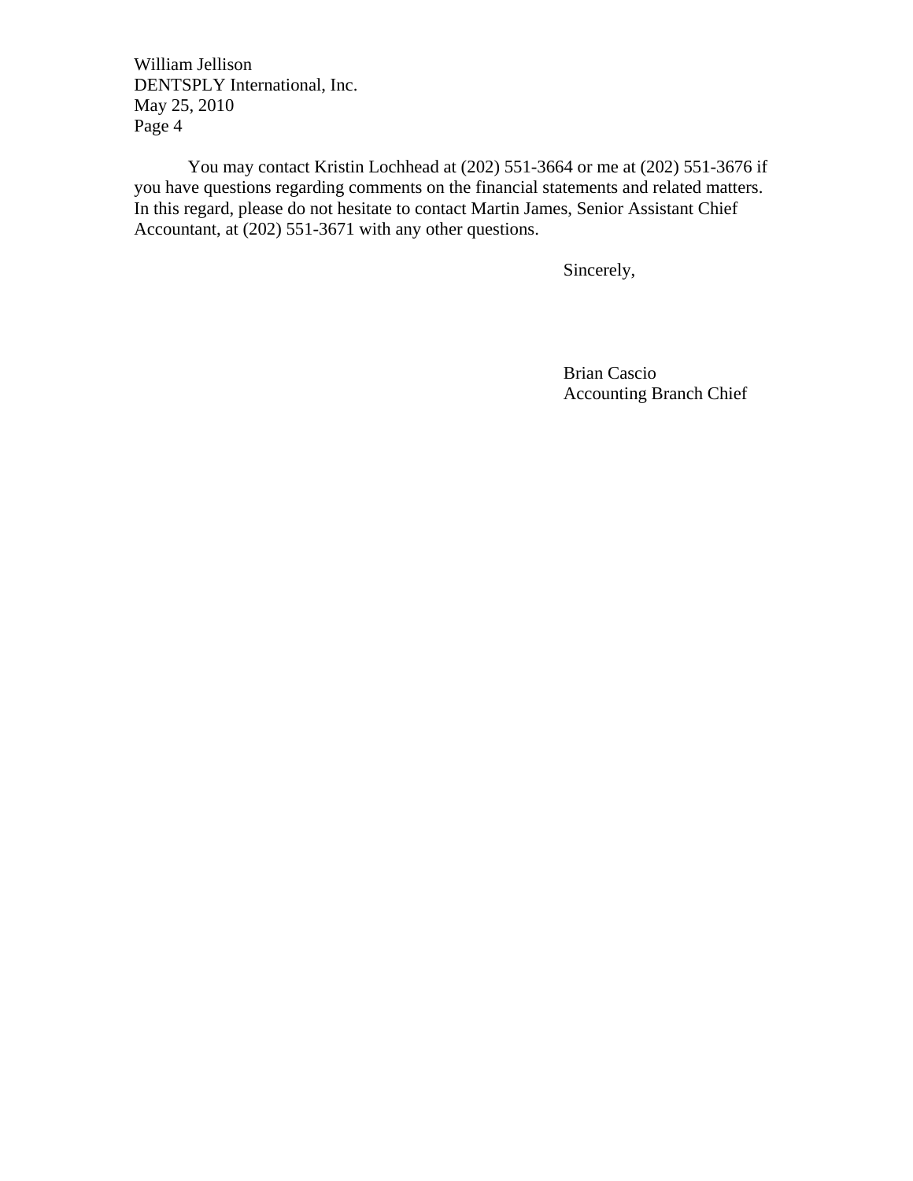You may contact Kristin Lochhead at (202) 551-3664 or me at (202) 551-3676 if you have questions regarding comments on the financial statements and related matters. In this regard, please do not hesitate to contact Martin James, Senior Assistant Chief Accountant, at (202) 551-3671 with any other questions.

Sincerely,

Brian Cascio
Accounting Branch Chief